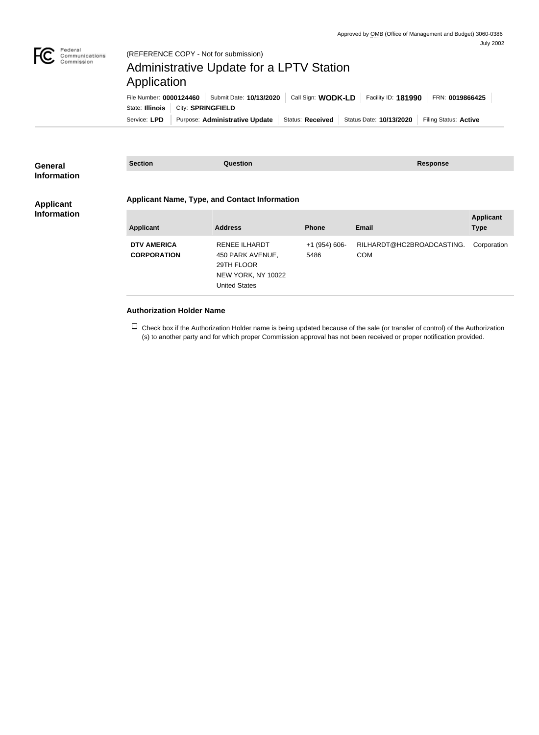Approved by OMB (Office of Management and Budget) 3060-0386
July 2002

(REFERENCE COPY - Not for submission)

# Administrative Update for a LPTV Station Application

File Number: **0000124460** | Submit Date: **10/13/2020** | Call Sign: **WODK-LD** | Facility ID: **181990** | FRN: **0019866425**

State: **Illinois** | City: **SPRINGFIELD**

Service: **LPD** | Purpose: **Administrative Update** | Status: **Received** | Status Date: **10/13/2020** | Filing Status: **Active**

## General Information

| Section | Question | Response |
| --- | --- | --- |

## Applicant Information

### Applicant Name, Type, and Contact Information

| Applicant | Address | Phone | Email | Applicant Type |
| --- | --- | --- | --- | --- |
| **DTV AMERICA CORPORATION** | RENEE ILHARDT 450 PARK AVENUE, 29TH FLOOR NEW YORK, NY 10022 United States | +1 (954) 606-5486 | RILHARDT@HC2BROADCASTING.COM | Corporation |

### Authorization Holder Name

☐ Check box if the Authorization Holder name is being updated because of the sale (or transfer of control) of the Authorization(s) to another party and for which proper Commission approval has not been received or proper notification provided.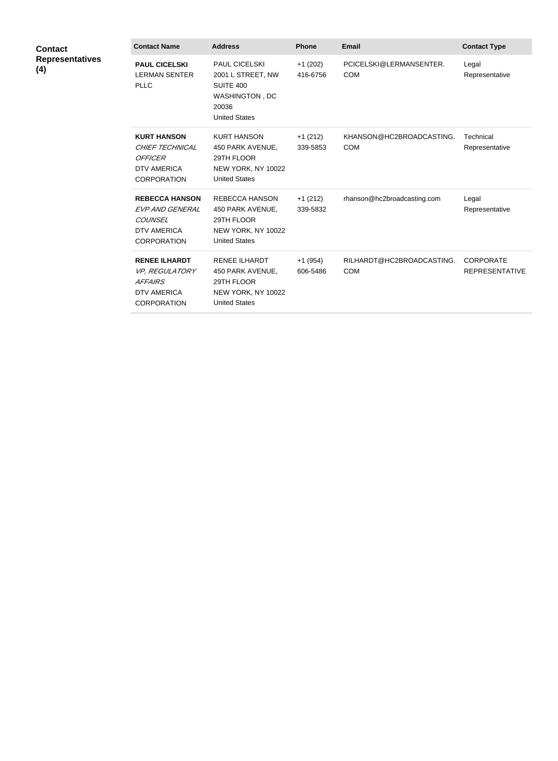**Contact Representatives (4)**

| Contact Name | Address | Phone | Email | Contact Type |
| --- | --- | --- | --- | --- |
| **PAUL CICELSKI** LERMAN SENTER PLLC | PAUL CICELSKI 2001 L STREET, NW SUITE 400 WASHINGTON , DC 20036 United States | +1 (202) 416-6756 | PCICELSKI@LERMANSENTER.COM | Legal Representative |
| **KURT HANSON** *CHIEF TECHNICAL OFFICER* DTV AMERICA CORPORATION | KURT HANSON 450 PARK AVENUE, 29TH FLOOR NEW YORK, NY 10022 United States | +1 (212) 339-5853 | KHANSON@HC2BROADCASTING.COM | Technical Representative |
| **REBECCA HANSON** *EVP AND GENERAL COUNSEL* DTV AMERICA CORPORATION | REBECCA HANSON 450 PARK AVENUE, 29TH FLOOR NEW YORK, NY 10022 United States | +1 (212) 339-5832 | rhanson@hc2broadcasting.com | Legal Representative |
| **RENEE ILHARDT** *VP, REGULATORY AFFAIRS* DTV AMERICA CORPORATION | RENEE ILHARDT 450 PARK AVENUE, 29TH FLOOR NEW YORK, NY 10022 United States | +1 (954) 606-5486 | RILHARDT@HC2BROADCASTING.COM | CORPORATE REPRESENTATIVE |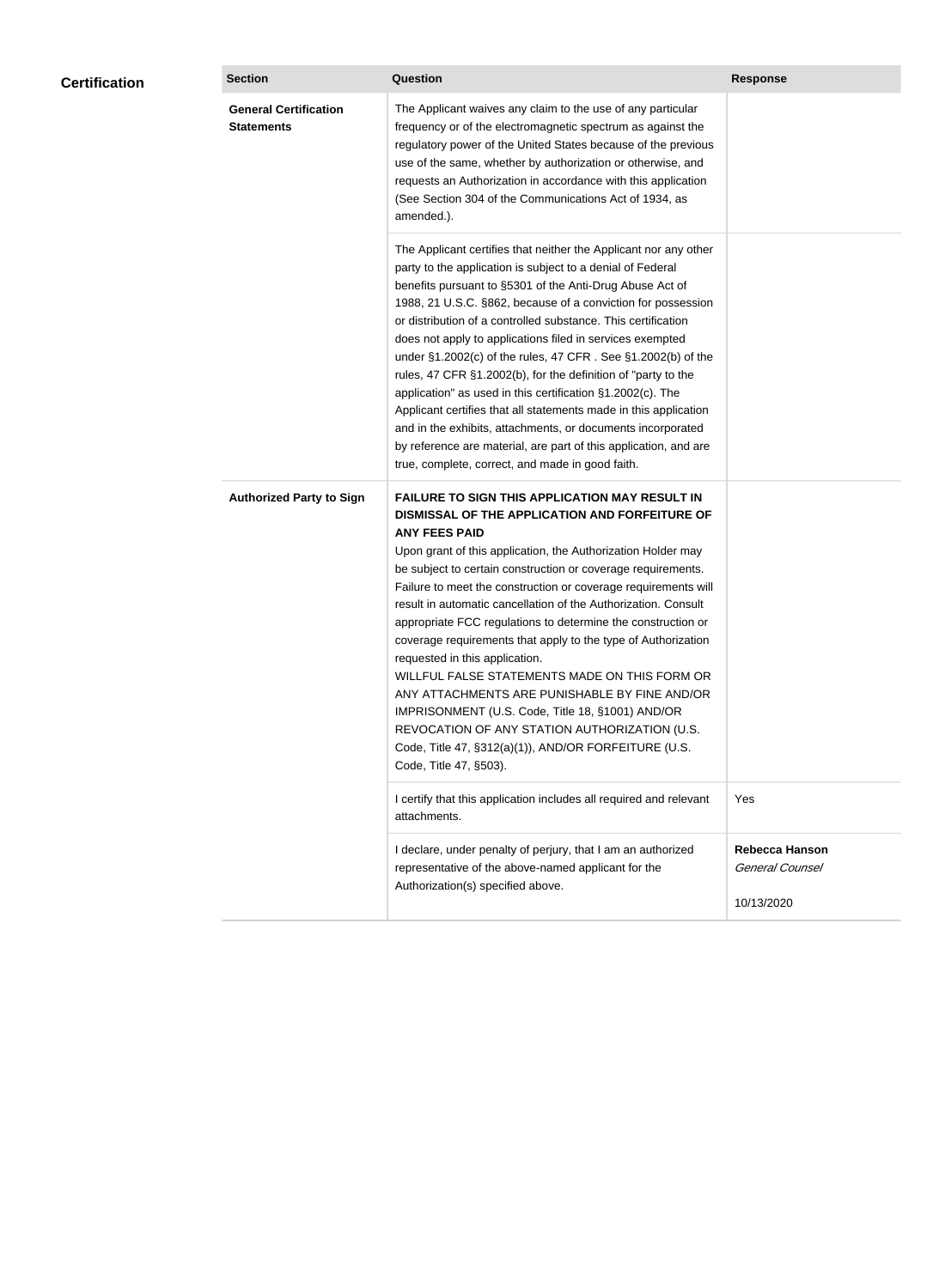## Certification

| Section | Question | Response |
| --- | --- | --- |
| **General Certification Statements** | The Applicant waives any claim to the use of any particular frequency or of the electromagnetic spectrum as against the regulatory power of the United States because of the previous use of the same, whether by authorization or otherwise, and requests an Authorization in accordance with this application (See Section 304 of the Communications Act of 1934, as amended.). | |
| | The Applicant certifies that neither the Applicant nor any other party to the application is subject to a denial of Federal benefits pursuant to §5301 of the Anti-Drug Abuse Act of 1988, 21 U.S.C. §862, because of a conviction for possession or distribution of a controlled substance. This certification does not apply to applications filed in services exempted under §1.2002(c) of the rules, 47 CFR . See §1.2002(b) of the rules, 47 CFR §1.2002(b), for the definition of "party to the application" as used in this certification §1.2002(c). The Applicant certifies that all statements made in this application and in the exhibits, attachments, or documents incorporated by reference are material, are part of this application, and are true, complete, correct, and made in good faith. | |
| **Authorized Party to Sign** | **FAILURE TO SIGN THIS APPLICATION MAY RESULT IN DISMISSAL OF THE APPLICATION AND FORFEITURE OF ANY FEES PAID** Upon grant of this application, the Authorization Holder may be subject to certain construction or coverage requirements. Failure to meet the construction or coverage requirements will result in automatic cancellation of the Authorization. Consult appropriate FCC regulations to determine the construction or coverage requirements that apply to the type of Authorization requested in this application. WILLFUL FALSE STATEMENTS MADE ON THIS FORM OR ANY ATTACHMENTS ARE PUNISHABLE BY FINE AND/OR IMPRISONMENT (U.S. Code, Title 18, §1001) AND/OR REVOCATION OF ANY STATION AUTHORIZATION (U.S. Code, Title 47, §312(a)(1)), AND/OR FORFEITURE (U.S. Code, Title 47, §503). | |
| | I certify that this application includes all required and relevant attachments. | Yes |
| | I declare, under penalty of perjury, that I am an authorized representative of the above-named applicant for the Authorization(s) specified above. | **Rebecca Hanson** *General Counsel* 10/13/2020 |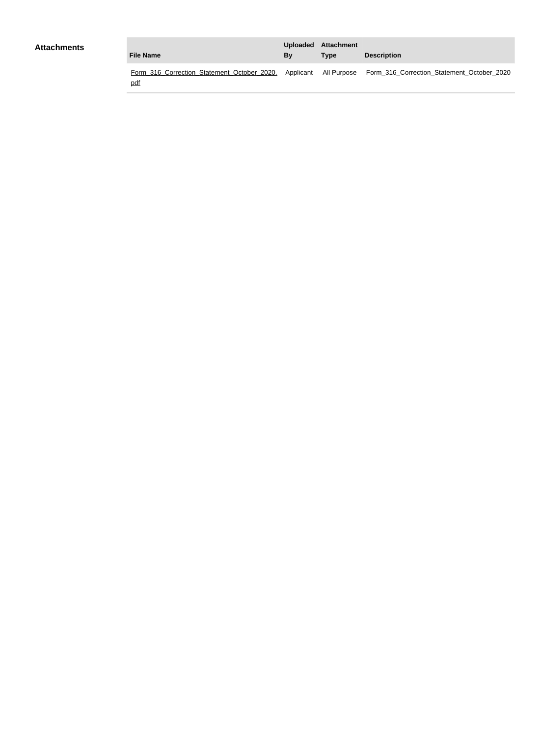**Attachments**

| File Name | Uploaded By | Attachment Type | Description |
|---|---|---|---|
| Form_316_Correction_Statement_October_2020.pdf | Applicant | All Purpose | Form_316_Correction_Statement_October_2020 |